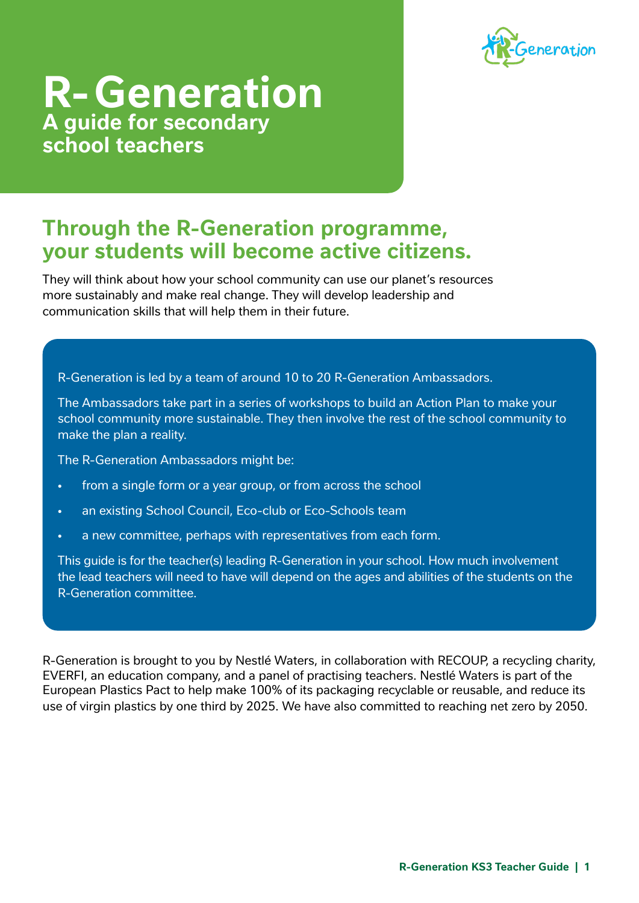# R-Generation

## A guide for secondary school teachers

## Through the R-Generation programme, your students will become active citizens.

They will think about how your school community can use our planet's resources more sustainably and make real change. They will develop leadership and communication skills that will help them in their future.

R-Generation is led by a team of around 10 to 20 R-Generation Ambassadors.

The Ambassadors take part in a series of workshops to build an Action Plan to make your school community more sustainable. They then involve the rest of the school community to make the plan a reality.

The R-Generation Ambassadors might be:

- from a single form or a year group, or from across the school
- an existing School Council, Eco-club or Eco-Schools team
- a new committee, perhaps with representatives from each form.

This guide is for the teacher(s) leading R-Generation in your school. How much involvement the lead teachers will need to have will depend on the ages and abilities of the students on the R-Generation committee.

R-Generation is brought to you by Nestlé Waters, in collaboration with RECOUP, a recycling charity, EVERFI, an education company, and a panel of practising teachers. Nestlé Waters is part of the European Plastics Pact to help make 100% of its packaging recyclable or reusable, and reduce its use of virgin plastics by one third by 2025. We have also committed to reaching net zero by 2050.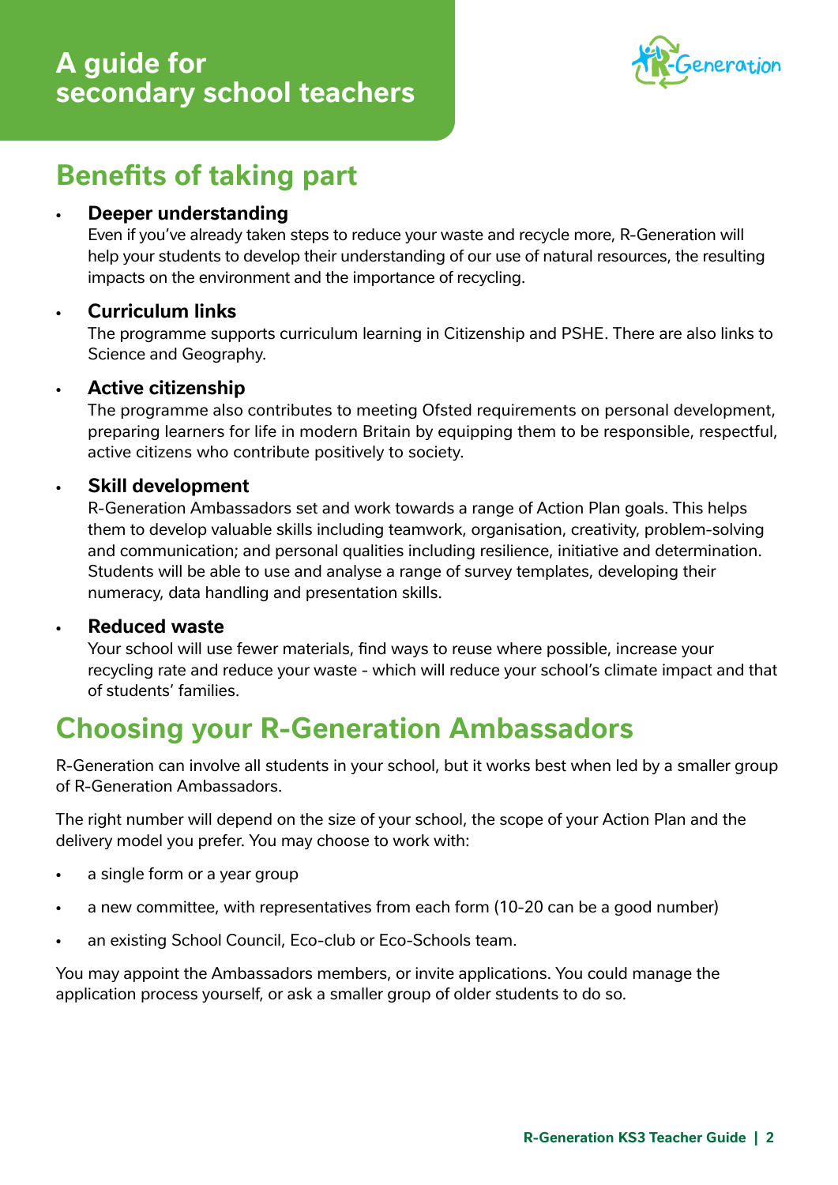## A guide for secondary school teachers

## Benefits of taking part

- **Deeper understanding**
  Even if you've already taken steps to reduce your waste and recycle more, R-Generation will help your students to develop their understanding of our use of natural resources, the resulting impacts on the environment and the importance of recycling.

- **Curriculum links**
  The programme supports curriculum learning in Citizenship and PSHE. There are also links to Science and Geography.

- **Active citizenship**
  The programme also contributes to meeting Ofsted requirements on personal development, preparing learners for life in modern Britain by equipping them to be responsible, respectful, active citizens who contribute positively to society.

- **Skill development**
  R-Generation Ambassadors set and work towards a range of Action Plan goals. This helps them to develop valuable skills including teamwork, organisation, creativity, problem-solving and communication; and personal qualities including resilience, initiative and determination. Students will be able to use and analyse a range of survey templates, developing their numeracy, data handling and presentation skills.

- **Reduced waste**
  Your school will use fewer materials, find ways to reuse where possible, increase your recycling rate and reduce your waste - which will reduce your school's climate impact and that of students' families.

## Choosing your R-Generation Ambassadors

R-Generation can involve all students in your school, but it works best when led by a smaller group of R-Generation Ambassadors.

The right number will depend on the size of your school, the scope of your Action Plan and the delivery model you prefer. You may choose to work with:

- a single form or a year group
- a new committee, with representatives from each form (10-20 can be a good number)
- an existing School Council, Eco-club or Eco-Schools team.

You may appoint the Ambassadors members, or invite applications. You could manage the application process yourself, or ask a smaller group of older students to do so.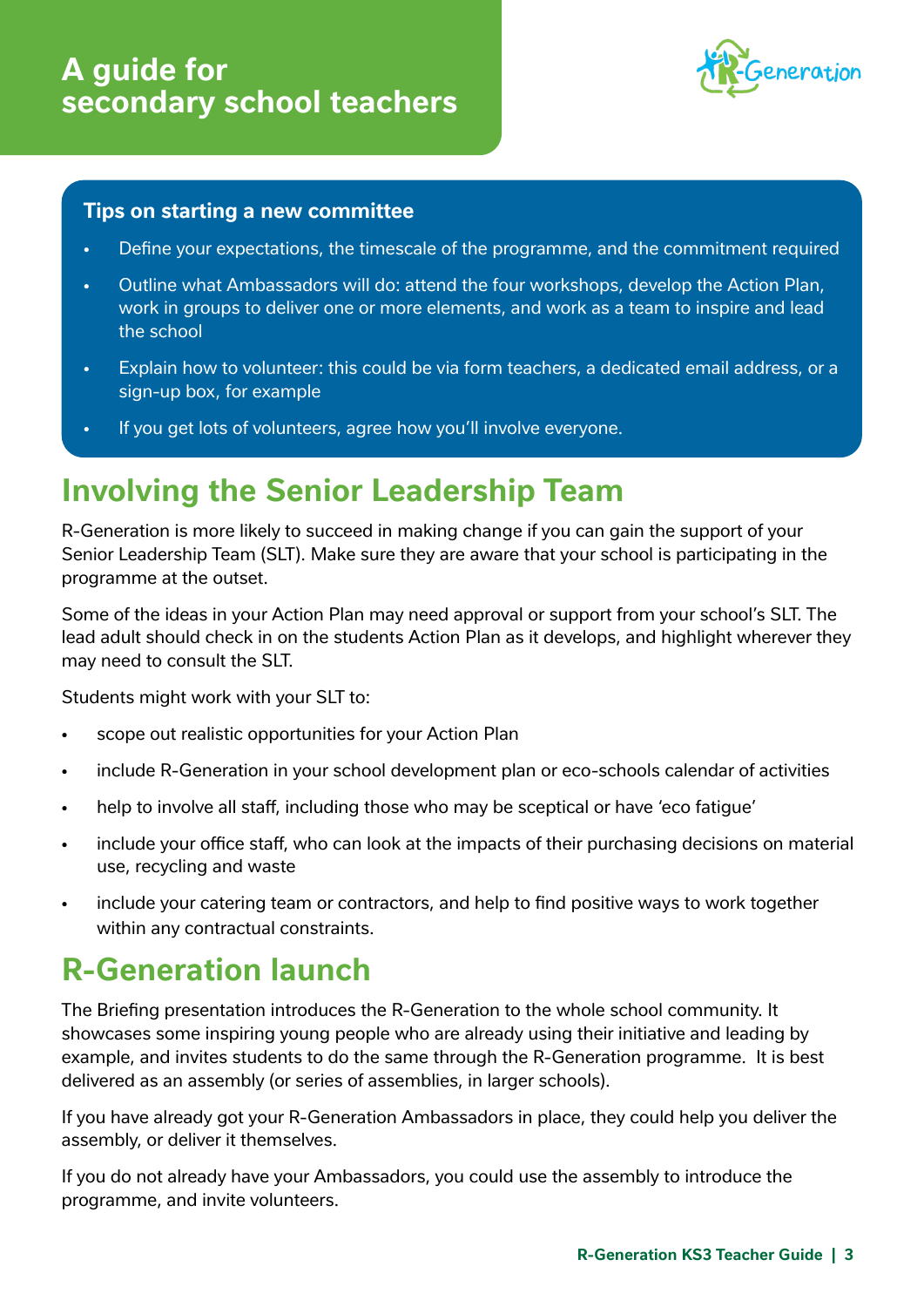# A guide for secondary school teachers

### Tips on starting a new committee

- Define your expectations, the timescale of the programme, and the commitment required
- Outline what Ambassadors will do: attend the four workshops, develop the Action Plan, work in groups to deliver one or more elements, and work as a team to inspire and lead the school
- Explain how to volunteer: this could be via form teachers, a dedicated email address, or a sign-up box, for example
- If you get lots of volunteers, agree how you'll involve everyone.

## Involving the Senior Leadership Team

R-Generation is more likely to succeed in making change if you can gain the support of your Senior Leadership Team (SLT). Make sure they are aware that your school is participating in the programme at the outset.

Some of the ideas in your Action Plan may need approval or support from your school's SLT. The lead adult should check in on the students Action Plan as it develops, and highlight wherever they may need to consult the SLT.

Students might work with your SLT to:

- scope out realistic opportunities for your Action Plan
- include R-Generation in your school development plan or eco-schools calendar of activities
- help to involve all staff, including those who may be sceptical or have 'eco fatigue'
- include your office staff, who can look at the impacts of their purchasing decisions on material use, recycling and waste
- include your catering team or contractors, and help to find positive ways to work together within any contractual constraints.

## R-Generation launch

The Briefing presentation introduces the R-Generation to the whole school community. It showcases some inspiring young people who are already using their initiative and leading by example, and invites students to do the same through the R-Generation programme. It is best delivered as an assembly (or series of assemblies, in larger schools).

If you have already got your R-Generation Ambassadors in place, they could help you deliver the assembly, or deliver it themselves.

If you do not already have your Ambassadors, you could use the assembly to introduce the programme, and invite volunteers.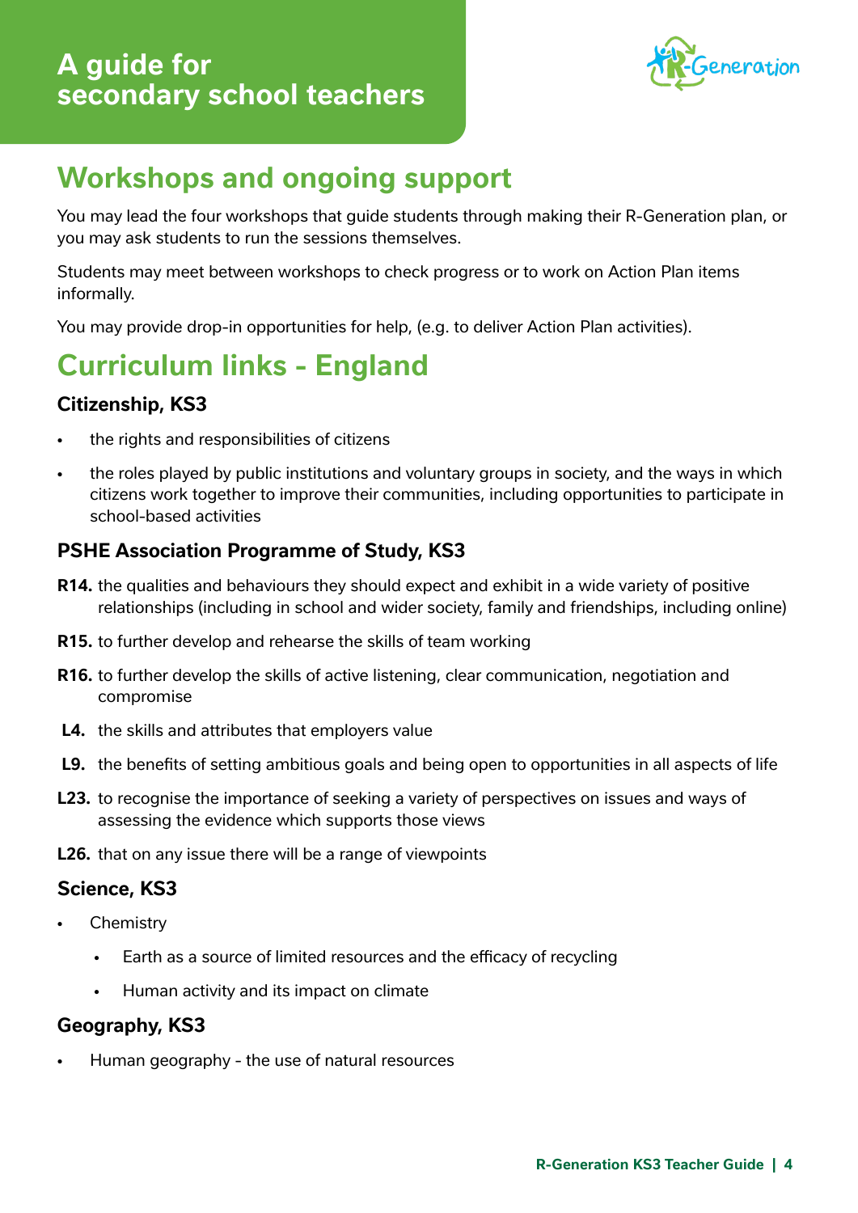# A guide for secondary school teachers

## Workshops and ongoing support

You may lead the four workshops that guide students through making their R-Generation plan, or you may ask students to run the sessions themselves.

Students may meet between workshops to check progress or to work on Action Plan items informally.

You may provide drop-in opportunities for help, (e.g. to deliver Action Plan activities).

## Curriculum links - England

### Citizenship, KS3

- the rights and responsibilities of citizens
- the roles played by public institutions and voluntary groups in society, and the ways in which citizens work together to improve their communities, including opportunities to participate in school-based activities

### PSHE Association Programme of Study, KS3

**R14.** the qualities and behaviours they should expect and exhibit in a wide variety of positive relationships (including in school and wider society, family and friendships, including online)

**R15.** to further develop and rehearse the skills of team working

**R16.** to further develop the skills of active listening, clear communication, negotiation and compromise

**L4.** the skills and attributes that employers value

**L9.** the benefits of setting ambitious goals and being open to opportunities in all aspects of life

**L23.** to recognise the importance of seeking a variety of perspectives on issues and ways of assessing the evidence which supports those views

**L26.** that on any issue there will be a range of viewpoints

### Science, KS3

- Chemistry
  - Earth as a source of limited resources and the efficacy of recycling
  - Human activity and its impact on climate

### Geography, KS3

- Human geography - the use of natural resources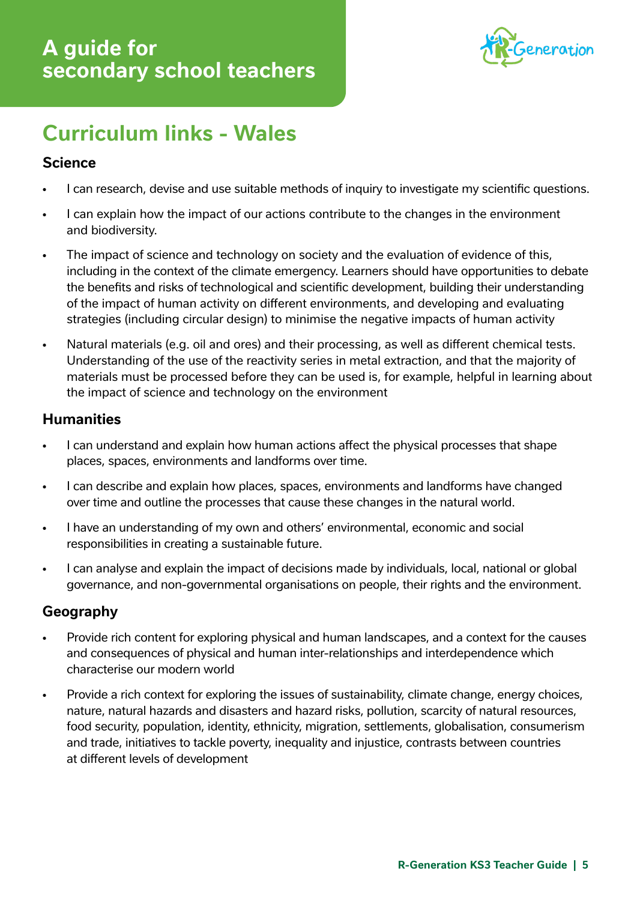# A guide for secondary school teachers

## Curriculum links - Wales

### Science

- I can research, devise and use suitable methods of inquiry to investigate my scientific questions.
- I can explain how the impact of our actions contribute to the changes in the environment and biodiversity.
- The impact of science and technology on society and the evaluation of evidence of this, including in the context of the climate emergency. Learners should have opportunities to debate the benefits and risks of technological and scientific development, building their understanding of the impact of human activity on different environments, and developing and evaluating strategies (including circular design) to minimise the negative impacts of human activity
- Natural materials (e.g. oil and ores) and their processing, as well as different chemical tests. Understanding of the use of the reactivity series in metal extraction, and that the majority of materials must be processed before they can be used is, for example, helpful in learning about the impact of science and technology on the environment

### Humanities

- I can understand and explain how human actions affect the physical processes that shape places, spaces, environments and landforms over time.
- I can describe and explain how places, spaces, environments and landforms have changed over time and outline the processes that cause these changes in the natural world.
- I have an understanding of my own and others' environmental, economic and social responsibilities in creating a sustainable future.
- I can analyse and explain the impact of decisions made by individuals, local, national or global governance, and non-governmental organisations on people, their rights and the environment.

### Geography

- Provide rich content for exploring physical and human landscapes, and a context for the causes and consequences of physical and human inter-relationships and interdependence which characterise our modern world
- Provide a rich context for exploring the issues of sustainability, climate change, energy choices, nature, natural hazards and disasters and hazard risks, pollution, scarcity of natural resources, food security, population, identity, ethnicity, migration, settlements, globalisation, consumerism and trade, initiatives to tackle poverty, inequality and injustice, contrasts between countries at different levels of development